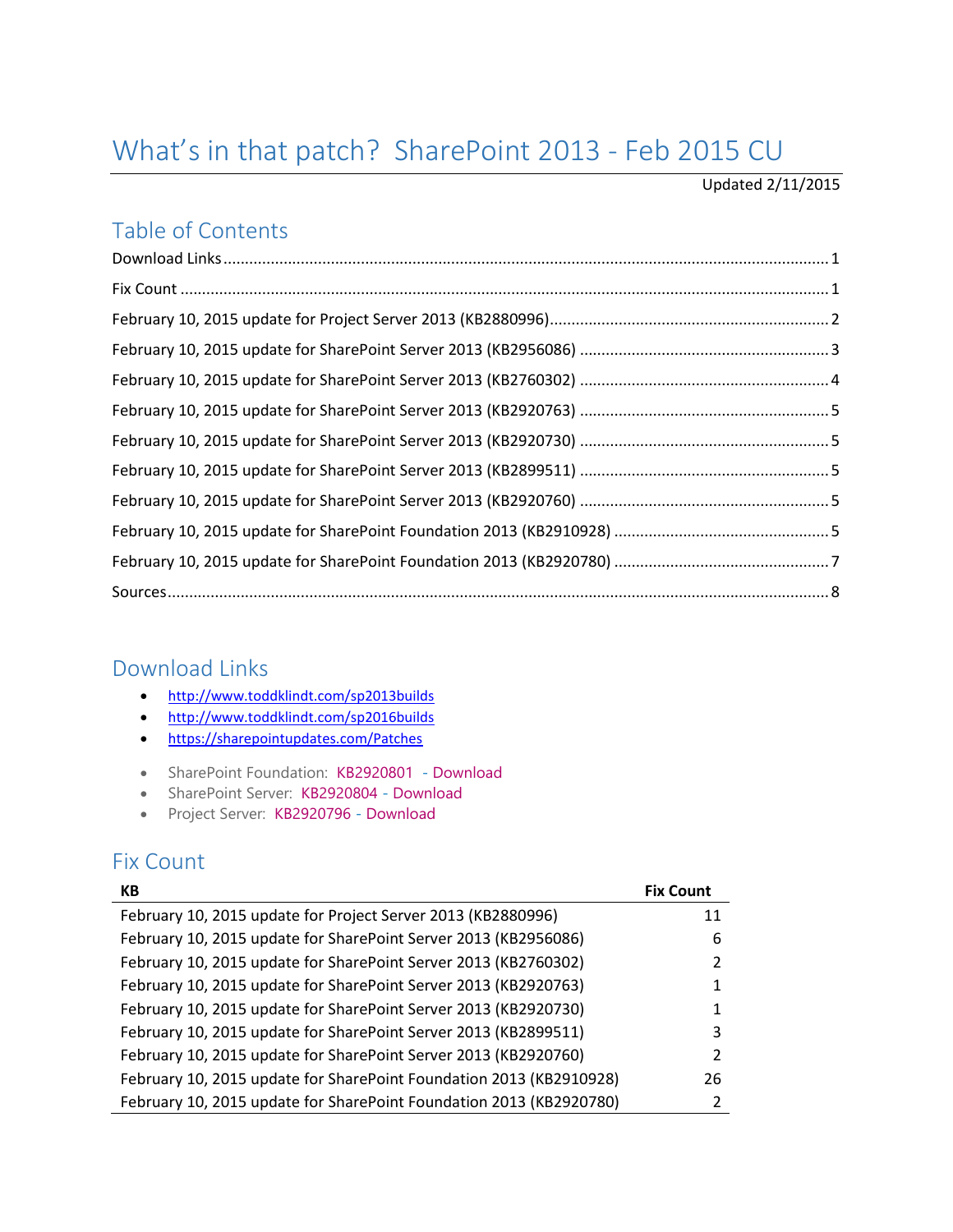# What's in that patch? SharePoint 2013 - Feb 2015 CU

Updated 2/11/2015

## Table of Contents

Download Links ........ 1

Fix Count ........ 1

February 10, 2015 update for Project Server 2013 (KB2880996) ........ 2

February 10, 2015 update for SharePoint Server 2013 (KB2956086) ........ 3

February 10, 2015 update for SharePoint Server 2013 (KB2760302) ........ 4

February 10, 2015 update for SharePoint Server 2013 (KB2920763) ........ 5

February 10, 2015 update for SharePoint Server 2013 (KB2920730) ........ 5

February 10, 2015 update for SharePoint Server 2013 (KB2899511) ........ 5

February 10, 2015 update for SharePoint Server 2013 (KB2920760) ........ 5

February 10, 2015 update for SharePoint Foundation 2013 (KB2910928) ........ 5

February 10, 2015 update for SharePoint Foundation 2013 (KB2920780) ........ 7

Sources ........ 8

## Download Links

- http://www.toddklindt.com/sp2013builds
- http://www.toddklindt.com/sp2016builds
- https://sharepointupdates.com/Patches

- SharePoint Foundation: KB2920801 - Download
- SharePoint Server: KB2920804 - Download
- Project Server: KB2920796 - Download

## Fix Count

| KB | Fix Count |
|---|---|
| February 10, 2015 update for Project Server 2013 (KB2880996) | 11 |
| February 10, 2015 update for SharePoint Server 2013 (KB2956086) | 6 |
| February 10, 2015 update for SharePoint Server 2013 (KB2760302) | 2 |
| February 10, 2015 update for SharePoint Server 2013 (KB2920763) | 1 |
| February 10, 2015 update for SharePoint Server 2013 (KB2920730) | 1 |
| February 10, 2015 update for SharePoint Server 2013 (KB2899511) | 3 |
| February 10, 2015 update for SharePoint Server 2013 (KB2920760) | 2 |
| February 10, 2015 update for SharePoint Foundation 2013 (KB2910928) | 26 |
| February 10, 2015 update for SharePoint Foundation 2013 (KB2920780) | 2 |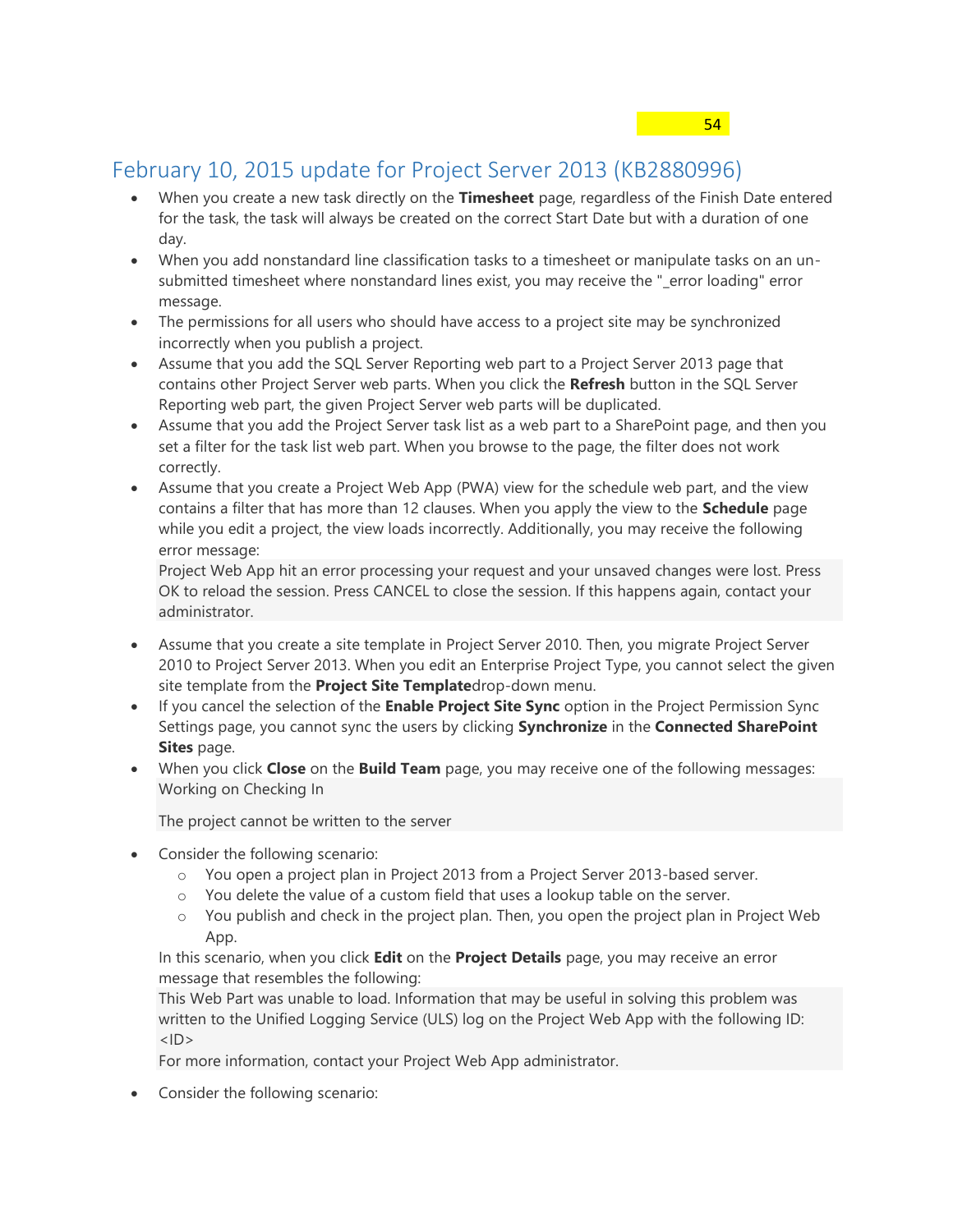## February 10, 2015 update for Project Server 2013 (KB2880996)

- When you create a new task directly on the **Timesheet** page, regardless of the Finish Date entered for the task, the task will always be created on the correct Start Date but with a duration of one day.
- When you add nonstandard line classification tasks to a timesheet or manipulate tasks on an un-submitted timesheet where nonstandard lines exist, you may receive the "_error loading" error message.
- The permissions for all users who should have access to a project site may be synchronized incorrectly when you publish a project.
- Assume that you add the SQL Server Reporting web part to a Project Server 2013 page that contains other Project Server web parts. When you click the **Refresh** button in the SQL Server Reporting web part, the given Project Server web parts will be duplicated.
- Assume that you add the Project Server task list as a web part to a SharePoint page, and then you set a filter for the task list web part. When you browse to the page, the filter does not work correctly.
- Assume that you create a Project Web App (PWA) view for the schedule web part, and the view contains a filter that has more than 12 clauses. When you apply the view to the **Schedule** page while you edit a project, the view loads incorrectly. Additionally, you may receive the following error message:

  ```
  Project Web App hit an error processing your request and your unsaved changes were lost. Press OK to reload the session. Press CANCEL to close the session. If this happens again, contact your administrator.
  ```

- Assume that you create a site template in Project Server 2010. Then, you migrate Project Server 2010 to Project Server 2013. When you edit an Enterprise Project Type, you cannot select the given site template from the **Project Site Template**drop-down menu.
- If you cancel the selection of the **Enable Project Site Sync** option in the Project Permission Sync Settings page, you cannot sync the users by clicking **Synchronize** in the **Connected SharePoint Sites** page.
- When you click **Close** on the **Build Team** page, you may receive one of the following messages:

  ```
  Working on Checking In

  The project cannot be written to the server
  ```

- Consider the following scenario:
  - You open a project plan in Project 2013 from a Project Server 2013-based server.
  - You delete the value of a custom field that uses a lookup table on the server.
  - You publish and check in the project plan. Then, you open the project plan in Project Web App.

  In this scenario, when you click **Edit** on the **Project Details** page, you may receive an error message that resembles the following:

  ```
  This Web Part was unable to load. Information that may be useful in solving this problem was written to the Unified Logging Service (ULS) log on the Project Web App with the following ID: <ID>
  For more information, contact your Project Web App administrator.
  ```

- Consider the following scenario: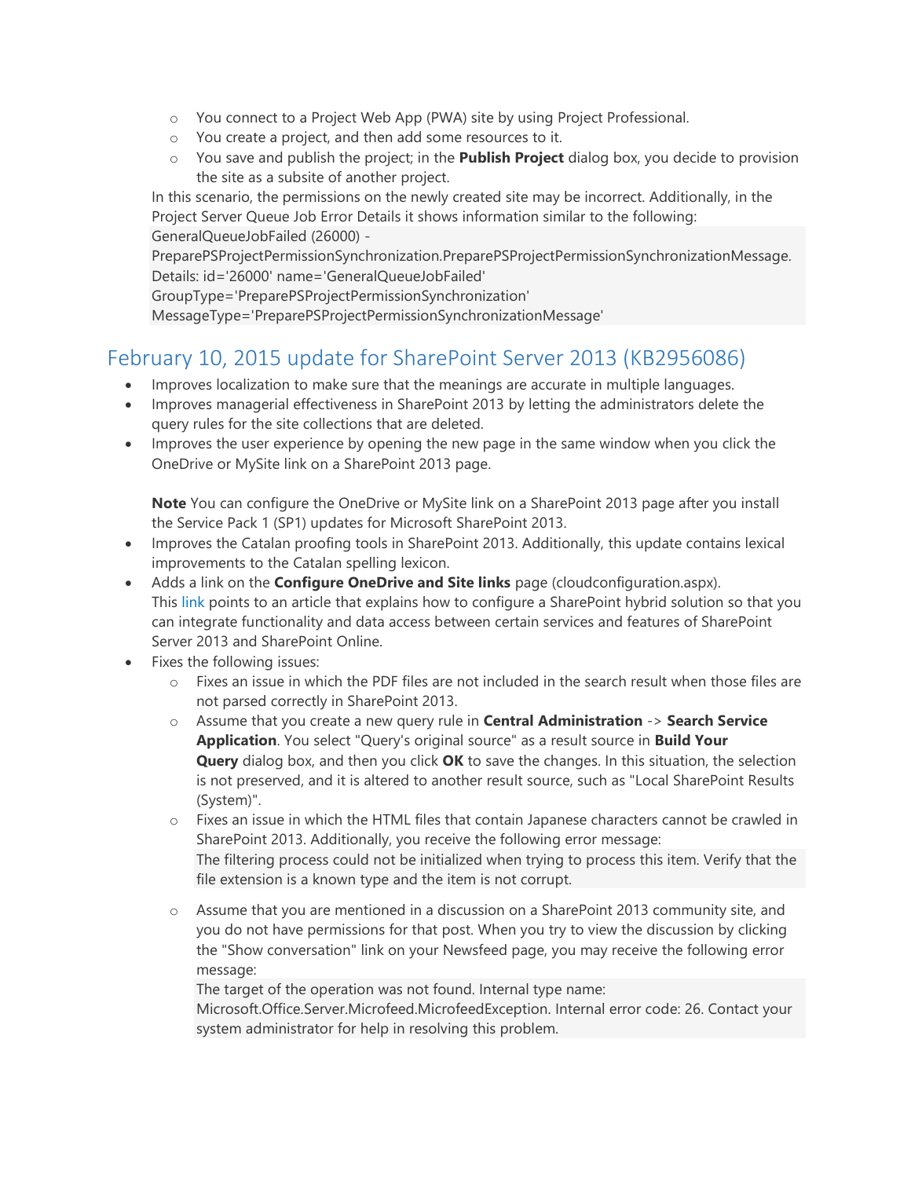- You connect to a Project Web App (PWA) site by using Project Professional.
  - You create a project, and then add some resources to it.
  - You save and publish the project; in the **Publish Project** dialog box, you decide to provision the site as a subsite of another project.

  In this scenario, the permissions on the newly created site may be incorrect. Additionally, in the Project Server Queue Job Error Details it shows information similar to the following:

  ```
  GeneralQueueJobFailed (26000) -
  PreparePSProjectPermissionSynchronization.PreparePSProjectPermissionSynchronizationMessage.
  Details: id='26000' name='GeneralQueueJobFailed'
  GroupType='PreparePSProjectPermissionSynchronization'
  MessageType='PreparePSProjectPermissionSynchronizationMessage'
  ```

## February 10, 2015 update for SharePoint Server 2013 (KB2956086)

- Improves localization to make sure that the meanings are accurate in multiple languages.
- Improves managerial effectiveness in SharePoint 2013 by letting the administrators delete the query rules for the site collections that are deleted.
- Improves the user experience by opening the new page in the same window when you click the OneDrive or MySite link on a SharePoint 2013 page.

  **Note** You can configure the OneDrive or MySite link on a SharePoint 2013 page after you install the Service Pack 1 (SP1) updates for Microsoft SharePoint 2013.
- Improves the Catalan proofing tools in SharePoint 2013. Additionally, this update contains lexical improvements to the Catalan spelling lexicon.
- Adds a link on the **Configure OneDrive and Site links** page (cloudconfiguration.aspx). This link points to an article that explains how to configure a SharePoint hybrid solution so that you can integrate functionality and data access between certain services and features of SharePoint Server 2013 and SharePoint Online.
- Fixes the following issues:
  - Fixes an issue in which the PDF files are not included in the search result when those files are not parsed correctly in SharePoint 2013.
  - Assume that you create a new query rule in **Central Administration** -> **Search Service Application**. You select "Query's original source" as a result source in **Build Your Query** dialog box, and then you click **OK** to save the changes. In this situation, the selection is not preserved, and it is altered to another result source, such as "Local SharePoint Results (System)".
  - Fixes an issue in which the HTML files that contain Japanese characters cannot be crawled in SharePoint 2013. Additionally, you receive the following error message:

    ```
    The filtering process could not be initialized when trying to process this item. Verify that the file extension is a known type and the item is not corrupt.
    ```

  - Assume that you are mentioned in a discussion on a SharePoint 2013 community site, and you do not have permissions for that post. When you try to view the discussion by clicking the "Show conversation" link on your Newsfeed page, you may receive the following error message:

    ```
    The target of the operation was not found. Internal type name:
    Microsoft.Office.Server.Microfeed.MicrofeedException. Internal error code: 26. Contact your system administrator for help in resolving this problem.
    ```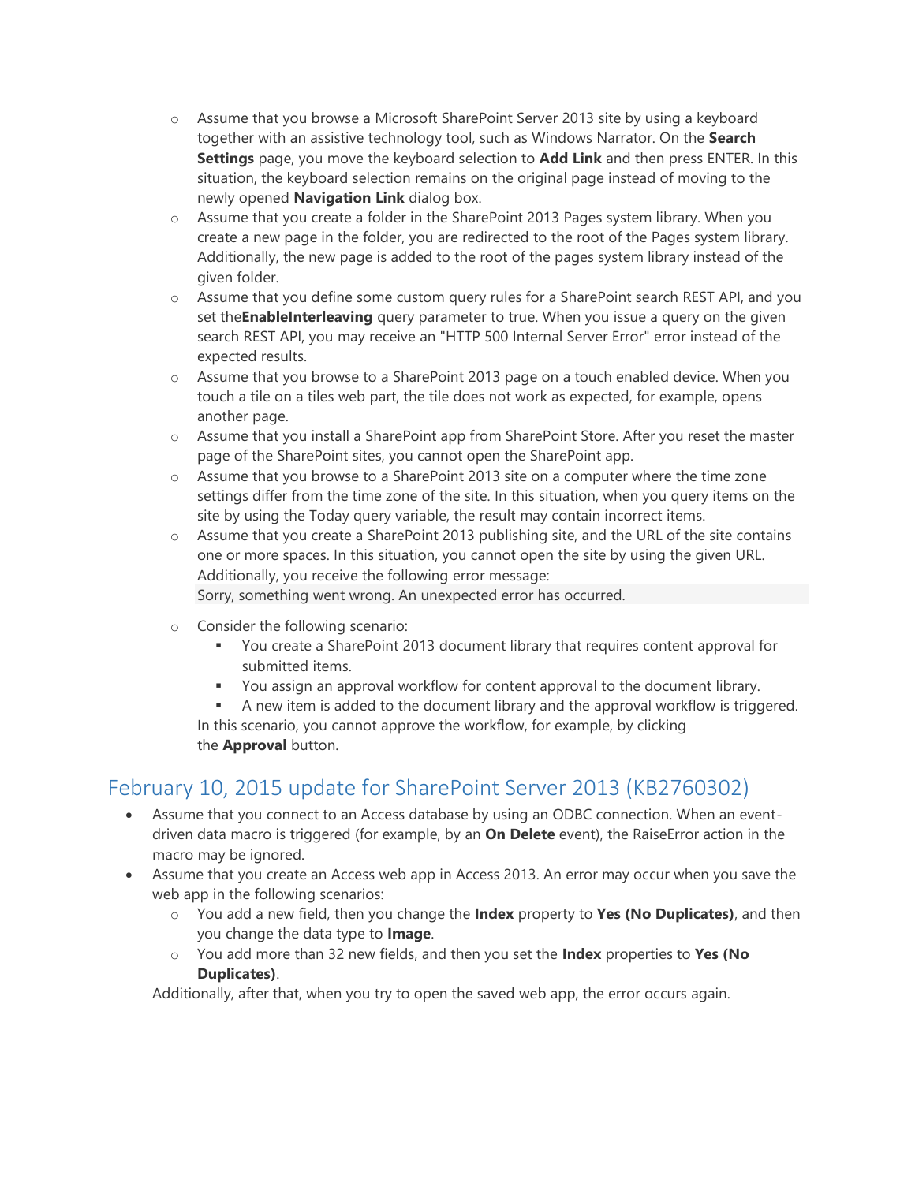- Assume that you browse a Microsoft SharePoint Server 2013 site by using a keyboard together with an assistive technology tool, such as Windows Narrator. On the **Search Settings** page, you move the keyboard selection to **Add Link** and then press ENTER. In this situation, the keyboard selection remains on the original page instead of moving to the newly opened **Navigation Link** dialog box.
- Assume that you create a folder in the SharePoint 2013 Pages system library. When you create a new page in the folder, you are redirected to the root of the Pages system library. Additionally, the new page is added to the root of the pages system library instead of the given folder.
- Assume that you define some custom query rules for a SharePoint search REST API, and you set the**EnableInterleaving** query parameter to true. When you issue a query on the given search REST API, you may receive an "HTTP 500 Internal Server Error" error instead of the expected results.
- Assume that you browse to a SharePoint 2013 page on a touch enabled device. When you touch a tile on a tiles web part, the tile does not work as expected, for example, opens another page.
- Assume that you install a SharePoint app from SharePoint Store. After you reset the master page of the SharePoint sites, you cannot open the SharePoint app.
- Assume that you browse to a SharePoint 2013 site on a computer where the time zone settings differ from the time zone of the site. In this situation, when you query items on the site by using the Today query variable, the result may contain incorrect items.
- Assume that you create a SharePoint 2013 publishing site, and the URL of the site contains one or more spaces. In this situation, you cannot open the site by using the given URL. Additionally, you receive the following error message:

  ```
  Sorry, something went wrong. An unexpected error has occurred.
  ```

- Consider the following scenario:
  - You create a SharePoint 2013 document library that requires content approval for submitted items.
  - You assign an approval workflow for content approval to the document library.
  - A new item is added to the document library and the approval workflow is triggered.

  In this scenario, you cannot approve the workflow, for example, by clicking the **Approval** button.

## February 10, 2015 update for SharePoint Server 2013 (KB2760302)

- Assume that you connect to an Access database by using an ODBC connection. When an event-driven data macro is triggered (for example, by an **On Delete** event), the RaiseError action in the macro may be ignored.
- Assume that you create an Access web app in Access 2013. An error may occur when you save the web app in the following scenarios:
  - You add a new field, then you change the **Index** property to **Yes (No Duplicates)**, and then you change the data type to **Image**.
  - You add more than 32 new fields, and then you set the **Index** properties to **Yes (No Duplicates)**.

  Additionally, after that, when you try to open the saved web app, the error occurs again.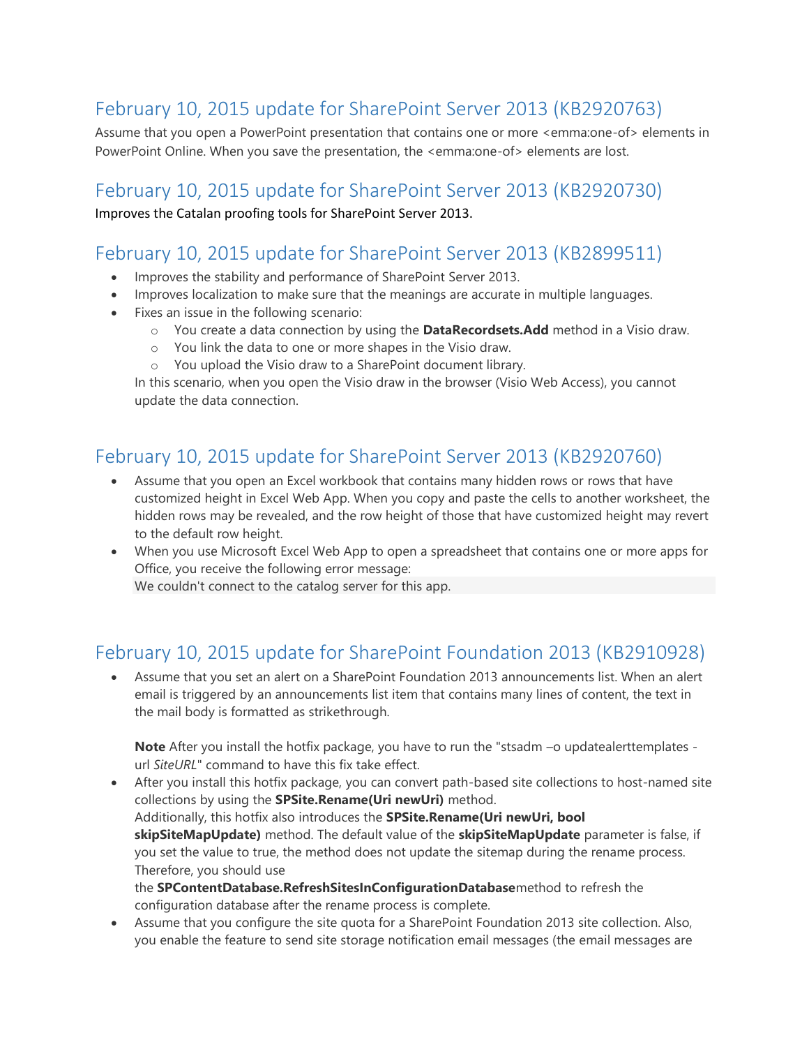## February 10, 2015 update for SharePoint Server 2013 (KB2920763)

Assume that you open a PowerPoint presentation that contains one or more <emma:one-of> elements in PowerPoint Online. When you save the presentation, the <emma:one-of> elements are lost.

## February 10, 2015 update for SharePoint Server 2013 (KB2920730)

Improves the Catalan proofing tools for SharePoint Server 2013.

## February 10, 2015 update for SharePoint Server 2013 (KB2899511)

- Improves the stability and performance of SharePoint Server 2013.
- Improves localization to make sure that the meanings are accurate in multiple languages.
- Fixes an issue in the following scenario:
  - You create a data connection by using the **DataRecordsets.Add** method in a Visio draw.
  - You link the data to one or more shapes in the Visio draw.
  - You upload the Visio draw to a SharePoint document library.

  In this scenario, when you open the Visio draw in the browser (Visio Web Access), you cannot update the data connection.

## February 10, 2015 update for SharePoint Server 2013 (KB2920760)

- Assume that you open an Excel workbook that contains many hidden rows or rows that have customized height in Excel Web App. When you copy and paste the cells to another worksheet, the hidden rows may be revealed, and the row height of those that have customized height may revert to the default row height.
- When you use Microsoft Excel Web App to open a spreadsheet that contains one or more apps for Office, you receive the following error message:

  ```
  We couldn't connect to the catalog server for this app.
  ```

## February 10, 2015 update for SharePoint Foundation 2013 (KB2910928)

- Assume that you set an alert on a SharePoint Foundation 2013 announcements list. When an alert email is triggered by an announcements list item that contains many lines of content, the text in the mail body is formatted as strikethrough.

  **Note** After you install the hotfix package, you have to run the "stsadm –o updatealerttemplates -url *SiteURL*" command to have this fix take effect.
- After you install this hotfix package, you can convert path-based site collections to host-named site collections by using the **SPSite.Rename(Uri newUri)** method.
  Additionally, this hotfix also introduces the **SPSite.Rename(Uri newUri, bool skipSiteMapUpdate)** method. The default value of the **skipSiteMapUpdate** parameter is false, if you set the value to true, the method does not update the sitemap during the rename process. Therefore, you should use the **SPContentDatabase.RefreshSitesInConfigurationDatabase**method to refresh the configuration database after the rename process is complete.
- Assume that you configure the site quota for a SharePoint Foundation 2013 site collection. Also, you enable the feature to send site storage notification email messages (the email messages are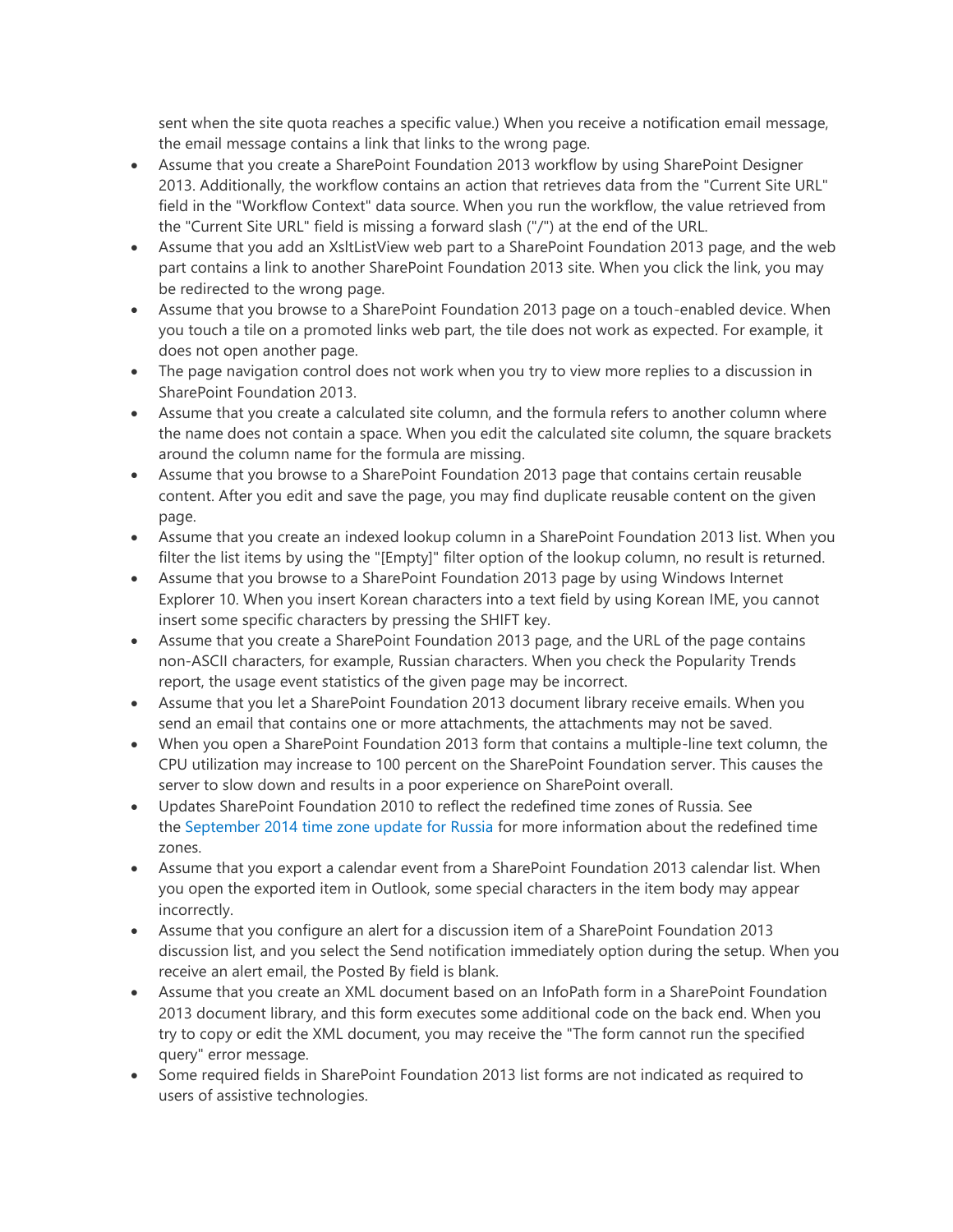sent when the site quota reaches a specific value.) When you receive a notification email message, the email message contains a link that links to the wrong page.

- Assume that you create a SharePoint Foundation 2013 workflow by using SharePoint Designer 2013. Additionally, the workflow contains an action that retrieves data from the "Current Site URL" field in the "Workflow Context" data source. When you run the workflow, the value retrieved from the "Current Site URL" field is missing a forward slash ("/") at the end of the URL.
- Assume that you add an XsltListView web part to a SharePoint Foundation 2013 page, and the web part contains a link to another SharePoint Foundation 2013 site. When you click the link, you may be redirected to the wrong page.
- Assume that you browse to a SharePoint Foundation 2013 page on a touch-enabled device. When you touch a tile on a promoted links web part, the tile does not work as expected. For example, it does not open another page.
- The page navigation control does not work when you try to view more replies to a discussion in SharePoint Foundation 2013.
- Assume that you create a calculated site column, and the formula refers to another column where the name does not contain a space. When you edit the calculated site column, the square brackets around the column name for the formula are missing.
- Assume that you browse to a SharePoint Foundation 2013 page that contains certain reusable content. After you edit and save the page, you may find duplicate reusable content on the given page.
- Assume that you create an indexed lookup column in a SharePoint Foundation 2013 list. When you filter the list items by using the "[Empty]" filter option of the lookup column, no result is returned.
- Assume that you browse to a SharePoint Foundation 2013 page by using Windows Internet Explorer 10. When you insert Korean characters into a text field by using Korean IME, you cannot insert some specific characters by pressing the SHIFT key.
- Assume that you create a SharePoint Foundation 2013 page, and the URL of the page contains non-ASCII characters, for example, Russian characters. When you check the Popularity Trends report, the usage event statistics of the given page may be incorrect.
- Assume that you let a SharePoint Foundation 2013 document library receive emails. When you send an email that contains one or more attachments, the attachments may not be saved.
- When you open a SharePoint Foundation 2013 form that contains a multiple-line text column, the CPU utilization may increase to 100 percent on the SharePoint Foundation server. This causes the server to slow down and results in a poor experience on SharePoint overall.
- Updates SharePoint Foundation 2010 to reflect the redefined time zones of Russia. See the September 2014 time zone update for Russia for more information about the redefined time zones.
- Assume that you export a calendar event from a SharePoint Foundation 2013 calendar list. When you open the exported item in Outlook, some special characters in the item body may appear incorrectly.
- Assume that you configure an alert for a discussion item of a SharePoint Foundation 2013 discussion list, and you select the Send notification immediately option during the setup. When you receive an alert email, the Posted By field is blank.
- Assume that you create an XML document based on an InfoPath form in a SharePoint Foundation 2013 document library, and this form executes some additional code on the back end. When you try to copy or edit the XML document, you may receive the "The form cannot run the specified query" error message.
- Some required fields in SharePoint Foundation 2013 list forms are not indicated as required to users of assistive technologies.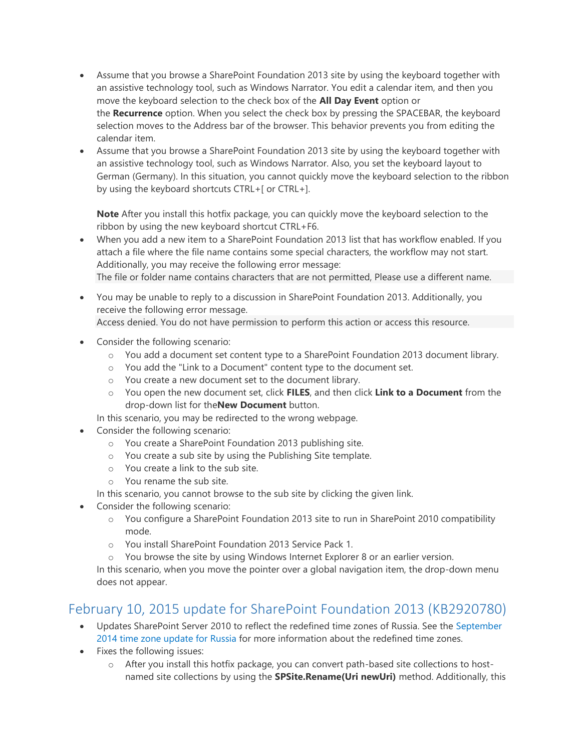- Assume that you browse a SharePoint Foundation 2013 site by using the keyboard together with an assistive technology tool, such as Windows Narrator. You edit a calendar item, and then you move the keyboard selection to the check box of the **All Day Event** option or the **Recurrence** option. When you select the check box by pressing the SPACEBAR, the keyboard selection moves to the Address bar of the browser. This behavior prevents you from editing the calendar item.
- Assume that you browse a SharePoint Foundation 2013 site by using the keyboard together with an assistive technology tool, such as Windows Narrator. Also, you set the keyboard layout to German (Germany). In this situation, you cannot quickly move the keyboard selection to the ribbon by using the keyboard shortcuts CTRL+[ or CTRL+].

  **Note** After you install this hotfix package, you can quickly move the keyboard selection to the ribbon by using the new keyboard shortcut CTRL+F6.
- When you add a new item to a SharePoint Foundation 2013 list that has workflow enabled. If you attach a file where the file name contains some special characters, the workflow may not start. Additionally, you may receive the following error message:
  ```
  The file or folder name contains characters that are not permitted, Please use a different name.
  ```
- You may be unable to reply to a discussion in SharePoint Foundation 2013. Additionally, you receive the following error message:
  ```
  Access denied. You do not have permission to perform this action or access this resource.
  ```
- Consider the following scenario:
  - You add a document set content type to a SharePoint Foundation 2013 document library.
  - You add the "Link to a Document" content type to the document set.
  - You create a new document set to the document library.
  - You open the new document set, click **FILES**, and then click **Link to a Document** from the drop-down list for the**New Document** button.

  In this scenario, you may be redirected to the wrong webpage.
- Consider the following scenario:
  - You create a SharePoint Foundation 2013 publishing site.
  - You create a sub site by using the Publishing Site template.
  - You create a link to the sub site.
  - You rename the sub site.

  In this scenario, you cannot browse to the sub site by clicking the given link.
- Consider the following scenario:
  - You configure a SharePoint Foundation 2013 site to run in SharePoint 2010 compatibility mode.
  - You install SharePoint Foundation 2013 Service Pack 1.
  - You browse the site by using Windows Internet Explorer 8 or an earlier version.

  In this scenario, when you move the pointer over a global navigation item, the drop-down menu does not appear.

## February 10, 2015 update for SharePoint Foundation 2013 (KB2920780)

- Updates SharePoint Server 2010 to reflect the redefined time zones of Russia. See the September 2014 time zone update for Russia for more information about the redefined time zones.
- Fixes the following issues:
  - After you install this hotfix package, you can convert path-based site collections to host-named site collections by using the **SPSite.Rename(Uri newUri)** method. Additionally, this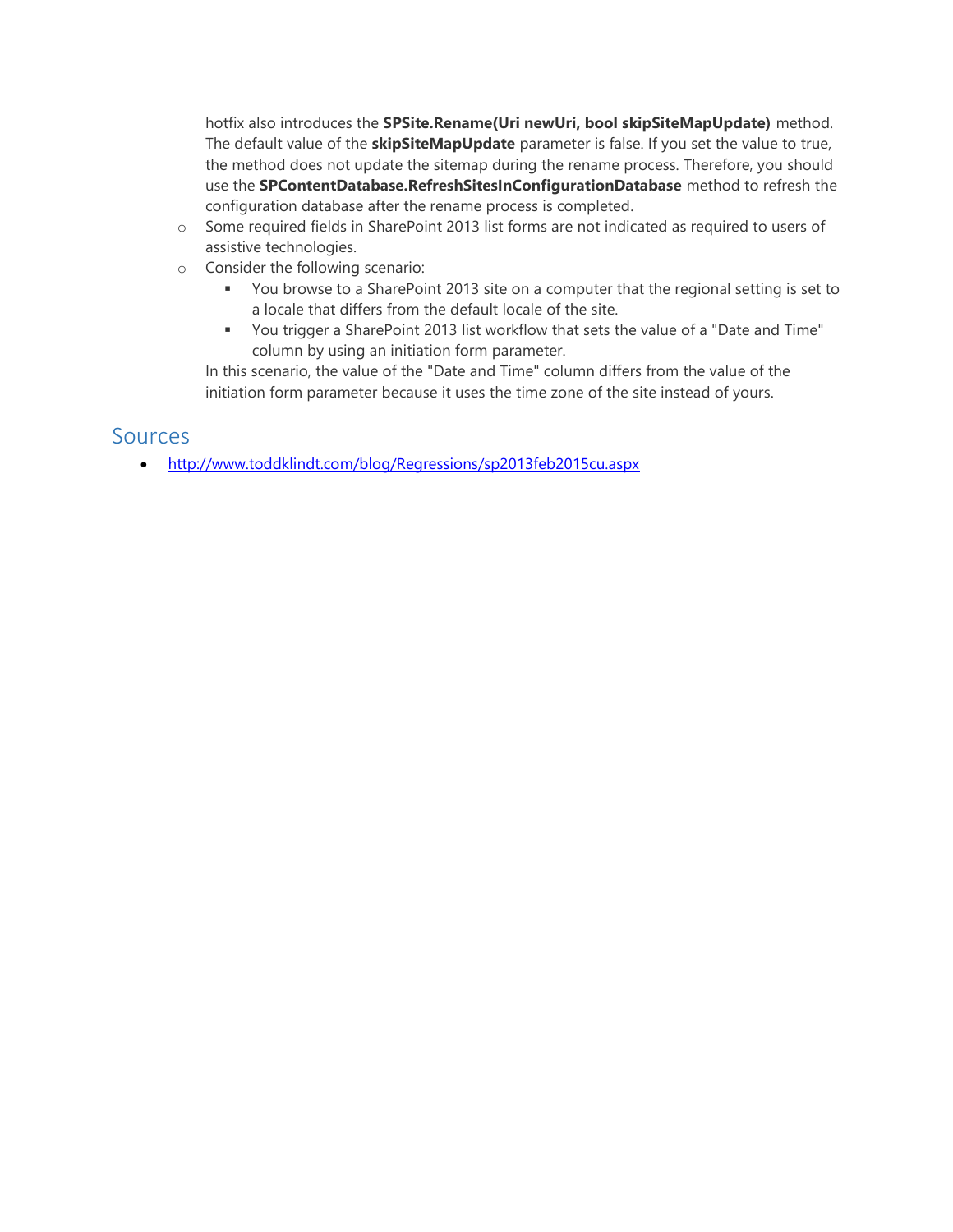hotfix also introduces the **SPSite.Rename(Uri newUri, bool skipSiteMapUpdate)** method. The default value of the **skipSiteMapUpdate** parameter is false. If you set the value to true, the method does not update the sitemap during the rename process. Therefore, you should use the **SPContentDatabase.RefreshSitesInConfigurationDatabase** method to refresh the configuration database after the rename process is completed.

  - Some required fields in SharePoint 2013 list forms are not indicated as required to users of assistive technologies.
  - Consider the following scenario:
    - You browse to a SharePoint 2013 site on a computer that the regional setting is set to a locale that differs from the default locale of the site.
    - You trigger a SharePoint 2013 list workflow that sets the value of a "Date and Time" column by using an initiation form parameter.

    In this scenario, the value of the "Date and Time" column differs from the value of the initiation form parameter because it uses the time zone of the site instead of yours.

## Sources

- http://www.toddklindt.com/blog/Regressions/sp2013feb2015cu.aspx